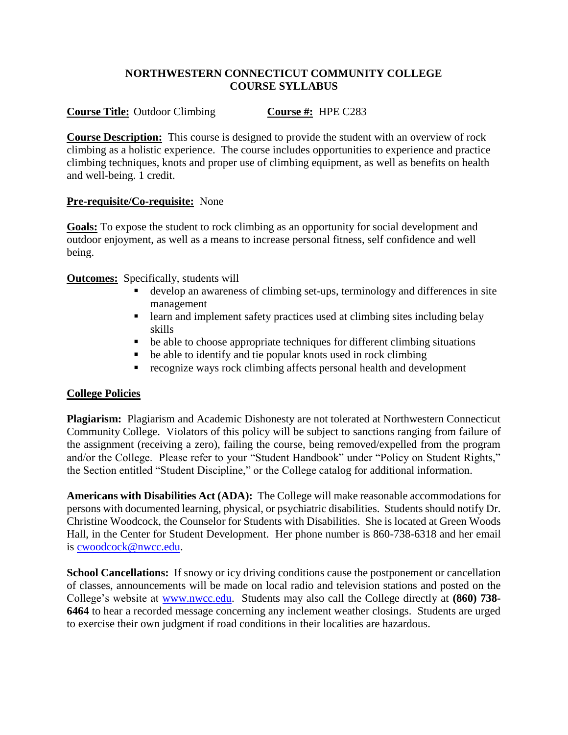# NORTHWESTERN CONNECTICUT COMMUNITY COLLEGE
## COURSE SYLLABUS

**Course Title:** Outdoor Climbing **Course #:** HPE C283

**Course Description:** This course is designed to provide the student with an overview of rock climbing as a holistic experience. The course includes opportunities to experience and practice climbing techniques, knots and proper use of climbing equipment, as well as benefits on health and well-being. 1 credit.

**Pre-requisite/Co-requisite:** None

**Goals:** To expose the student to rock climbing as an opportunity for social development and outdoor enjoyment, as well as a means to increase personal fitness, self confidence and well being.

**Outcomes:** Specifically, students will

- develop an awareness of climbing set-ups, terminology and differences in site management
- learn and implement safety practices used at climbing sites including belay skills
- be able to choose appropriate techniques for different climbing situations
- be able to identify and tie popular knots used in rock climbing
- recognize ways rock climbing affects personal health and development

## College Policies

**Plagiarism:** Plagiarism and Academic Dishonesty are not tolerated at Northwestern Connecticut Community College. Violators of this policy will be subject to sanctions ranging from failure of the assignment (receiving a zero), failing the course, being removed/expelled from the program and/or the College. Please refer to your "Student Handbook" under "Policy on Student Rights," the Section entitled "Student Discipline," or the College catalog for additional information.

**Americans with Disabilities Act (ADA):** The College will make reasonable accommodations for persons with documented learning, physical, or psychiatric disabilities. Students should notify Dr. Christine Woodcock, the Counselor for Students with Disabilities. She is located at Green Woods Hall, in the Center for Student Development. Her phone number is 860-738-6318 and her email is cwoodcock@nwcc.edu.

**School Cancellations:** If snowy or icy driving conditions cause the postponement or cancellation of classes, announcements will be made on local radio and television stations and posted on the College's website at www.nwcc.edu. Students may also call the College directly at **(860) 738-6464** to hear a recorded message concerning any inclement weather closings. Students are urged to exercise their own judgment if road conditions in their localities are hazardous.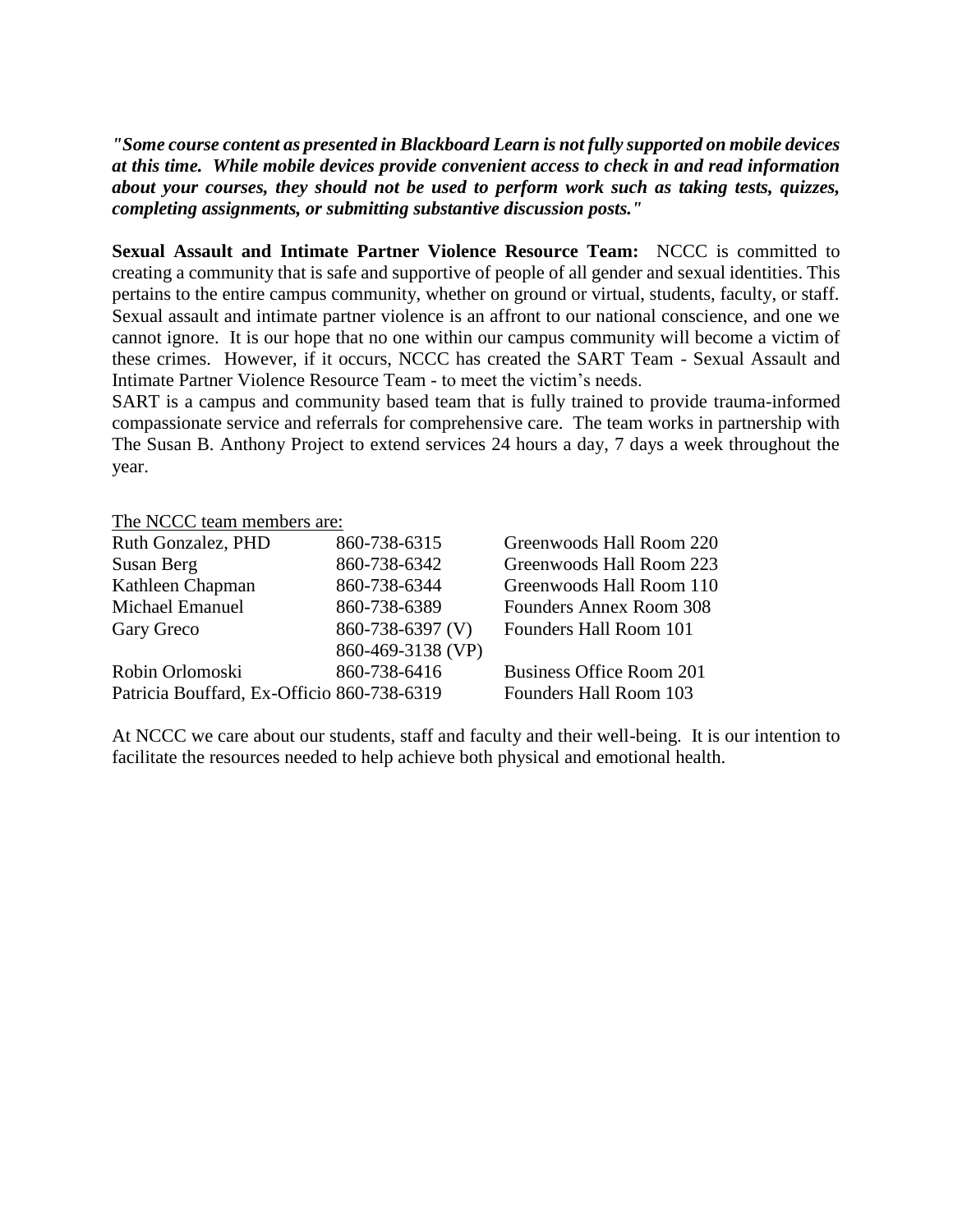***"Some course content as presented in Blackboard Learn is not fully supported on mobile devices at this time. While mobile devices provide convenient access to check in and read information about your courses, they should not be used to perform work such as taking tests, quizzes, completing assignments, or submitting substantive discussion posts."***

**Sexual Assault and Intimate Partner Violence Resource Team:** NCCC is committed to creating a community that is safe and supportive of people of all gender and sexual identities. This pertains to the entire campus community, whether on ground or virtual, students, faculty, or staff. Sexual assault and intimate partner violence is an affront to our national conscience, and one we cannot ignore. It is our hope that no one within our campus community will become a victim of these crimes. However, if it occurs, NCCC has created the SART Team - Sexual Assault and Intimate Partner Violence Resource Team - to meet the victim's needs.

SART is a campus and community based team that is fully trained to provide trauma-informed compassionate service and referrals for comprehensive care. The team works in partnership with The Susan B. Anthony Project to extend services 24 hours a day, 7 days a week throughout the year.

The NCCC team members are:

| | | |
|---|---|---|
| Ruth Gonzalez, PHD | 860-738-6315 | Greenwoods Hall Room 220 |
| Susan Berg | 860-738-6342 | Greenwoods Hall Room 223 |
| Kathleen Chapman | 860-738-6344 | Greenwoods Hall Room 110 |
| Michael Emanuel | 860-738-6389 | Founders Annex Room 308 |
| Gary Greco | 860-738-6397 (V)<br>860-469-3138 (VP) | Founders Hall Room 101 |
| Robin Orlomoski | 860-738-6416 | Business Office Room 201 |
| Patricia Bouffard, Ex-Officio | 860-738-6319 | Founders Hall Room 103 |

At NCCC we care about our students, staff and faculty and their well-being. It is our intention to facilitate the resources needed to help achieve both physical and emotional health.